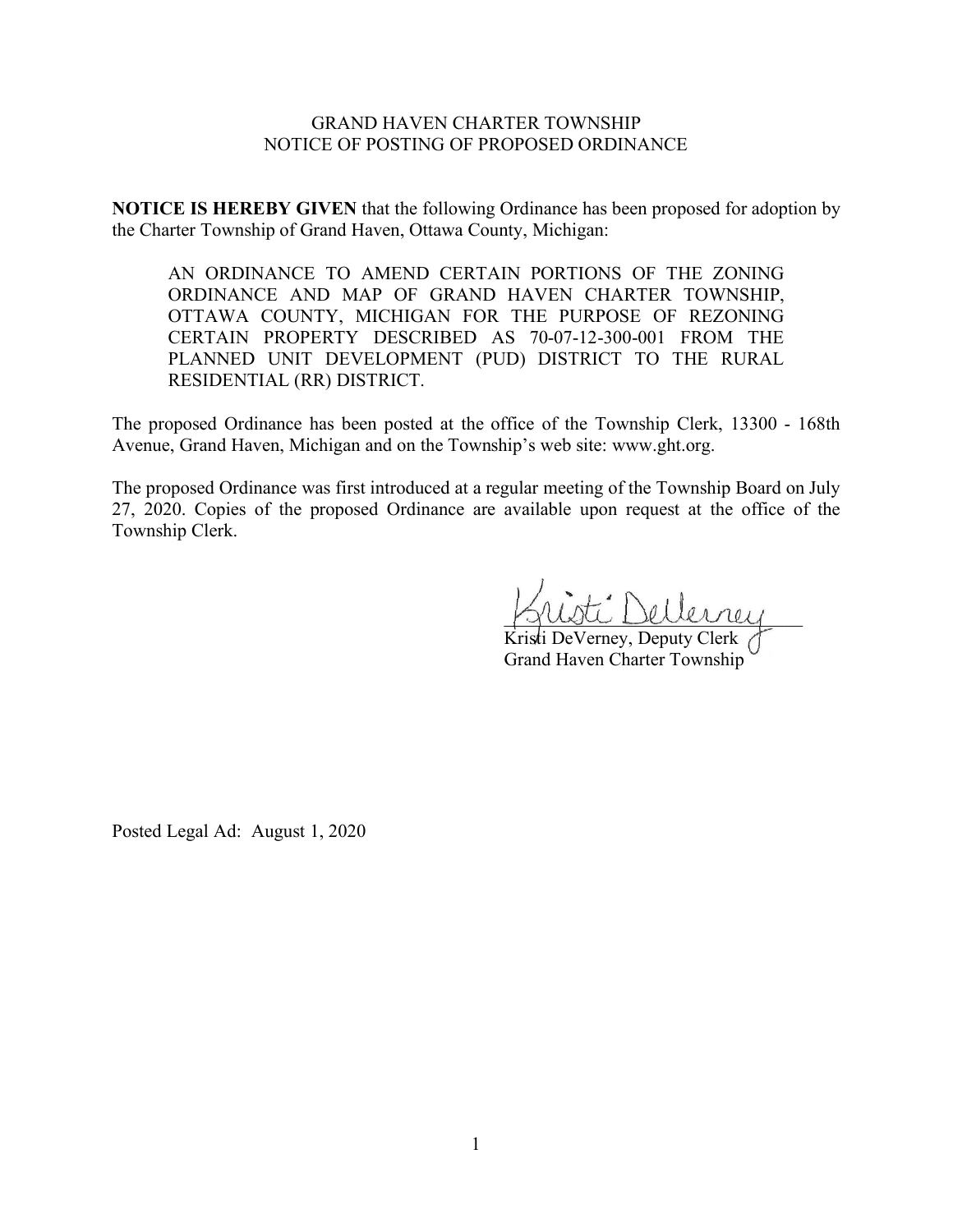GRAND HAVEN CHARTER TOWNSHIP
NOTICE OF POSTING OF PROPOSED ORDINANCE

**NOTICE IS HEREBY GIVEN** that the following Ordinance has been proposed for adoption by the Charter Township of Grand Haven, Ottawa County, Michigan:

> AN ORDINANCE TO AMEND CERTAIN PORTIONS OF THE ZONING ORDINANCE AND MAP OF GRAND HAVEN CHARTER TOWNSHIP, OTTAWA COUNTY, MICHIGAN FOR THE PURPOSE OF REZONING CERTAIN PROPERTY DESCRIBED AS 70-07-12-300-001 FROM THE PLANNED UNIT DEVELOPMENT (PUD) DISTRICT TO THE RURAL RESIDENTIAL (RR) DISTRICT.

The proposed Ordinance has been posted at the office of the Township Clerk, 13300 - 168th Avenue, Grand Haven, Michigan and on the Township's web site: www.ght.org.

The proposed Ordinance was first introduced at a regular meeting of the Township Board on July 27, 2020. Copies of the proposed Ordinance are available upon request at the office of the Township Clerk.

Kristi DeVerney

Kristi DeVerney, Deputy Clerk
Grand Haven Charter Township

Posted Legal Ad: August 1, 2020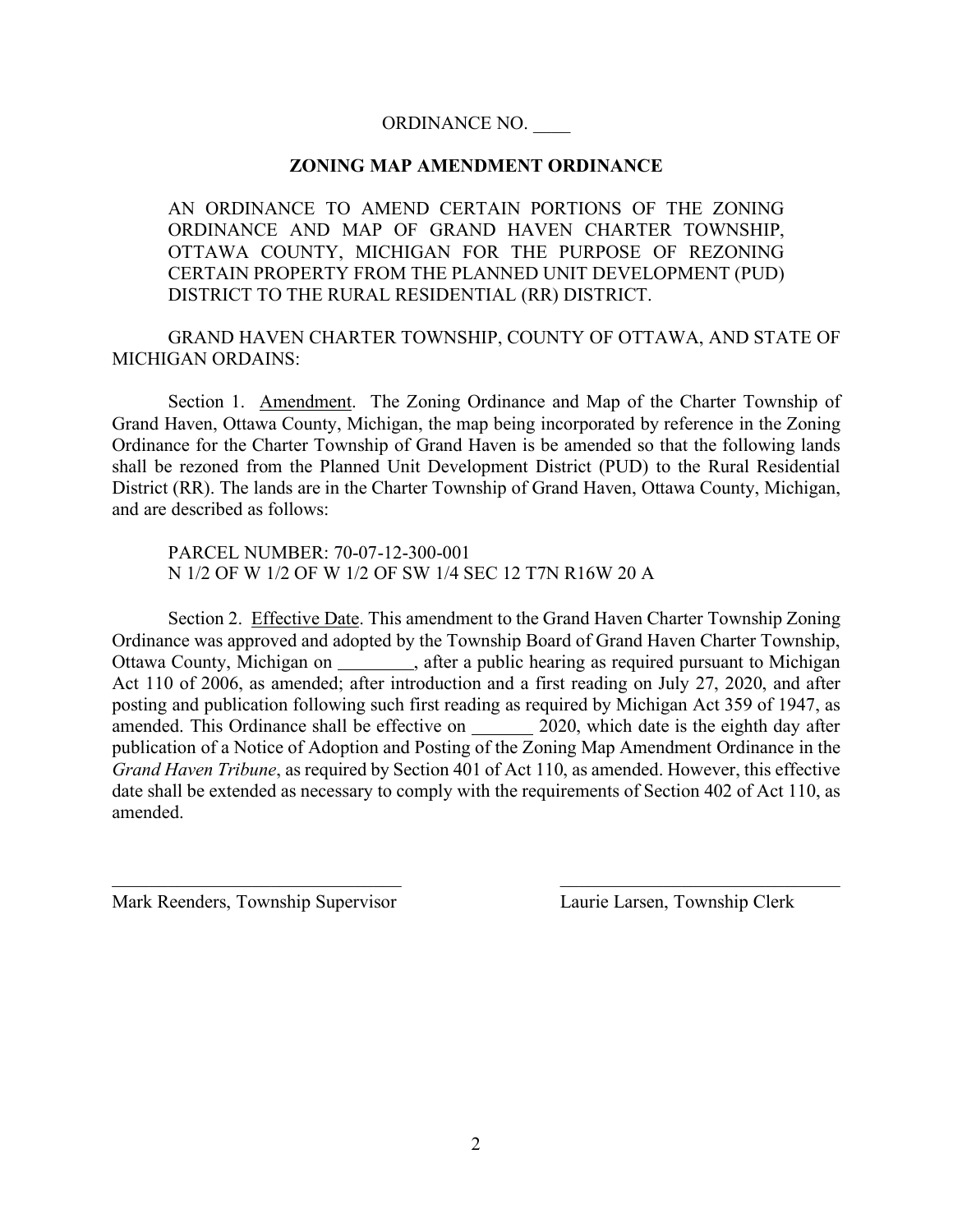ORDINANCE NO. ____

**ZONING MAP AMENDMENT ORDINANCE**

AN ORDINANCE TO AMEND CERTAIN PORTIONS OF THE ZONING ORDINANCE AND MAP OF GRAND HAVEN CHARTER TOWNSHIP, OTTAWA COUNTY, MICHIGAN FOR THE PURPOSE OF REZONING CERTAIN PROPERTY FROM THE PLANNED UNIT DEVELOPMENT (PUD) DISTRICT TO THE RURAL RESIDENTIAL (RR) DISTRICT.

GRAND HAVEN CHARTER TOWNSHIP, COUNTY OF OTTAWA, AND STATE OF MICHIGAN ORDAINS:

Section 1. Amendment. The Zoning Ordinance and Map of the Charter Township of Grand Haven, Ottawa County, Michigan, the map being incorporated by reference in the Zoning Ordinance for the Charter Township of Grand Haven is be amended so that the following lands shall be rezoned from the Planned Unit Development District (PUD) to the Rural Residential District (RR). The lands are in the Charter Township of Grand Haven, Ottawa County, Michigan, and are described as follows:

PARCEL NUMBER: 70-07-12-300-001
N 1/2 OF W 1/2 OF W 1/2 OF SW 1/4 SEC 12 T7N R16W 20 A

Section 2. Effective Date. This amendment to the Grand Haven Charter Township Zoning Ordinance was approved and adopted by the Township Board of Grand Haven Charter Township, Ottawa County, Michigan on ________, after a public hearing as required pursuant to Michigan Act 110 of 2006, as amended; after introduction and a first reading on July 27, 2020, and after posting and publication following such first reading as required by Michigan Act 359 of 1947, as amended. This Ordinance shall be effective on _______ 2020, which date is the eighth day after publication of a Notice of Adoption and Posting of the Zoning Map Amendment Ordinance in the *Grand Haven Tribune*, as required by Section 401 of Act 110, as amended. However, this effective date shall be extended as necessary to comply with the requirements of Section 402 of Act 110, as amended.

______________________________ 
Mark Reenders, Township Supervisor

______________________________ 
Laurie Larsen, Township Clerk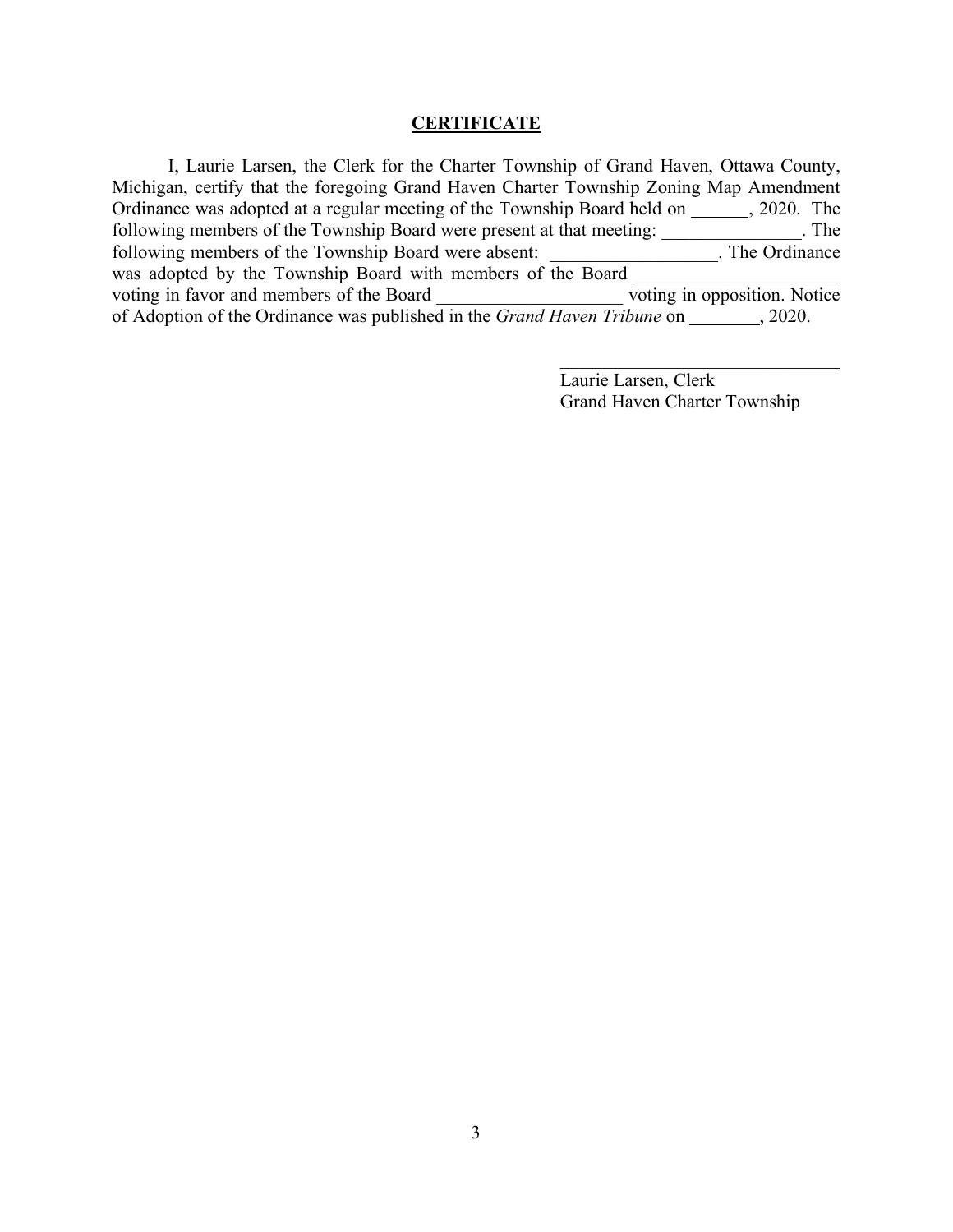**CERTIFICATE**

I, Laurie Larsen, the Clerk for the Charter Township of Grand Haven, Ottawa County, Michigan, certify that the foregoing Grand Haven Charter Township Zoning Map Amendment Ordinance was adopted at a regular meeting of the Township Board held on ______, 2020. The following members of the Township Board were present at that meeting: _______________. The following members of the Township Board were absent: _________________. The Ordinance was adopted by the Township Board with members of the Board _____________________ voting in favor and members of the Board ___________________ voting in opposition. Notice of Adoption of the Ordinance was published in the *Grand Haven Tribune* on ________, 2020.

______________________________

Laurie Larsen, Clerk
Grand Haven Charter Township